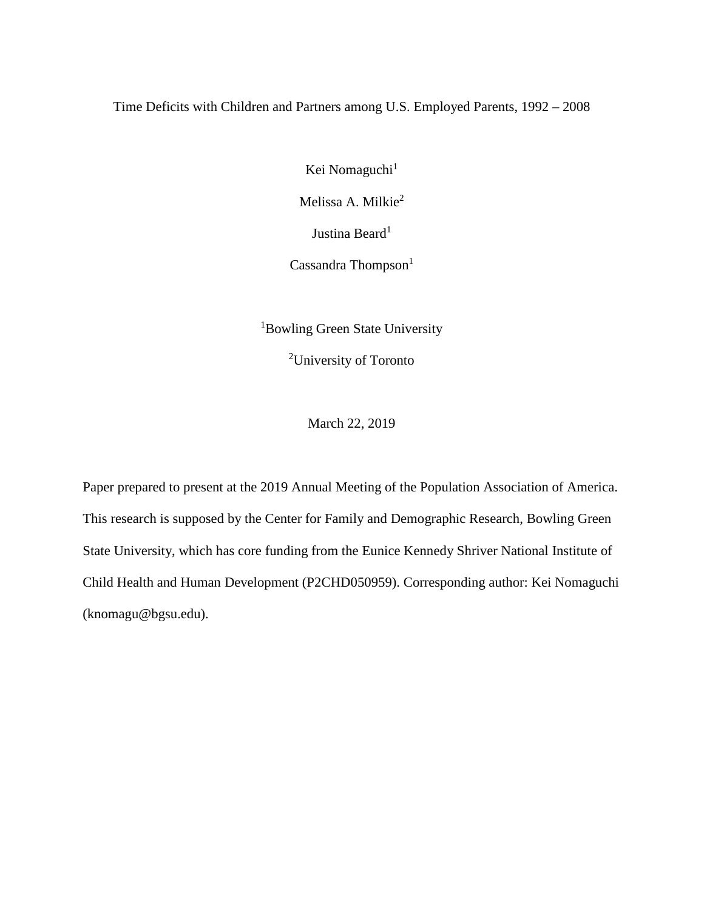# Time Deficits with Children and Partners among U.S. Employed Parents, 1992 – 2008

Kei Nomaguchi[1]

Melissa A. Milkie[2]

Justina Beard[1]

Cassandra Thompson[1]

[1]Bowling Green State University

[2]University of Toronto

March 22, 2019

Paper prepared to present at the 2019 Annual Meeting of the Population Association of America. This research is supposed by the Center for Family and Demographic Research, Bowling Green State University, which has core funding from the Eunice Kennedy Shriver National Institute of Child Health and Human Development (P2CHD050959). Corresponding author: Kei Nomaguchi (knomagu@bgsu.edu).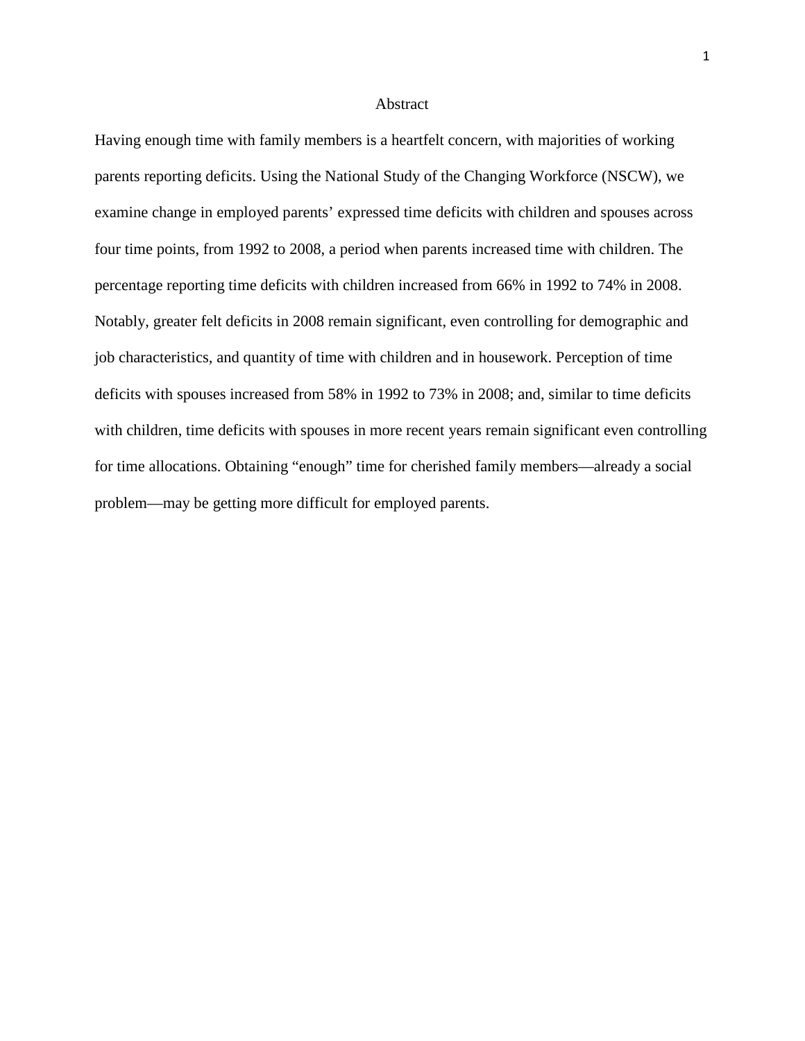# Abstract

Having enough time with family members is a heartfelt concern, with majorities of working parents reporting deficits. Using the National Study of the Changing Workforce (NSCW), we examine change in employed parents' expressed time deficits with children and spouses across four time points, from 1992 to 2008, a period when parents increased time with children. The percentage reporting time deficits with children increased from 66% in 1992 to 74% in 2008. Notably, greater felt deficits in 2008 remain significant, even controlling for demographic and job characteristics, and quantity of time with children and in housework. Perception of time deficits with spouses increased from 58% in 1992 to 73% in 2008; and, similar to time deficits with children, time deficits with spouses in more recent years remain significant even controlling for time allocations. Obtaining "enough" time for cherished family members—already a social problem—may be getting more difficult for employed parents.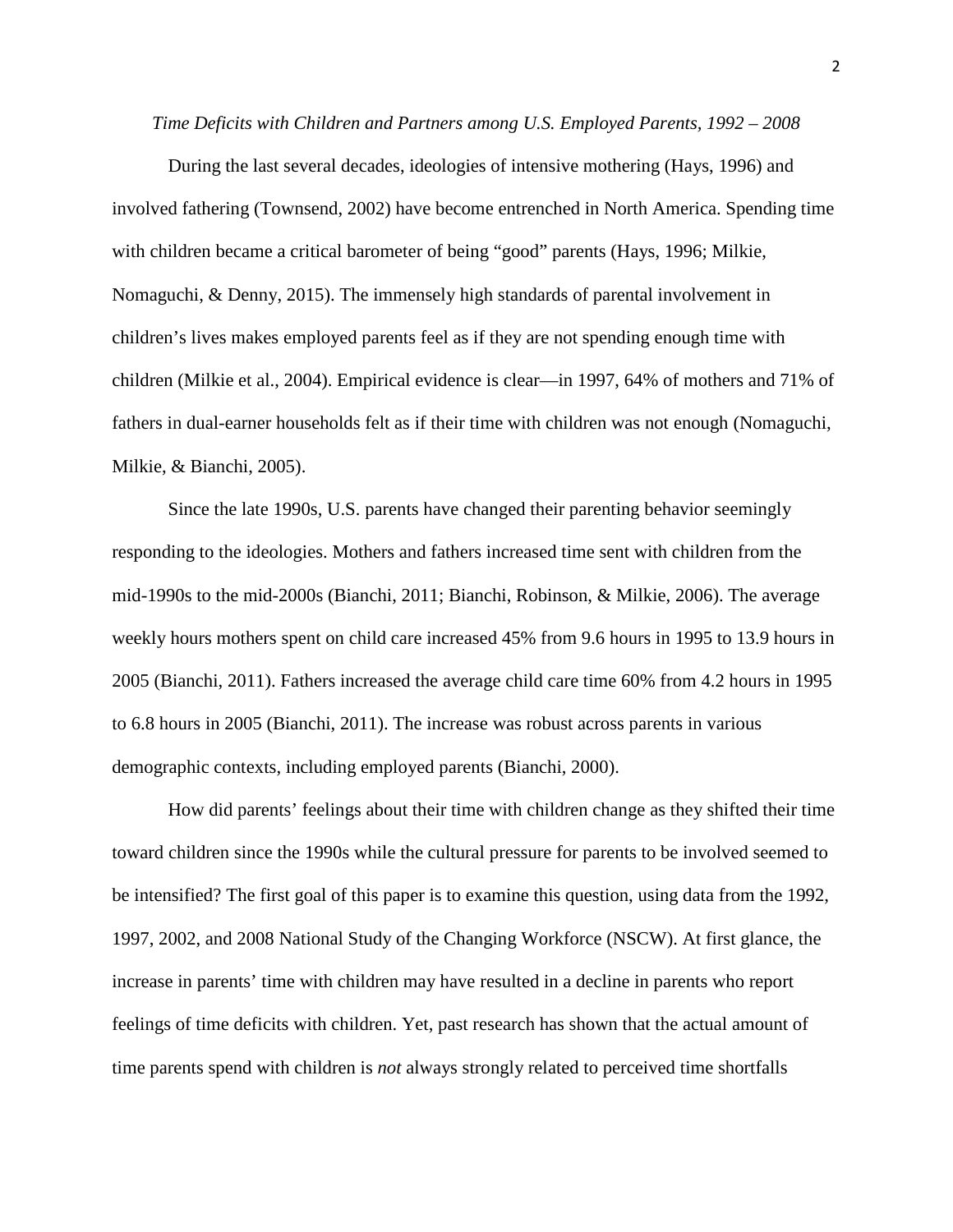*Time Deficits with Children and Partners among U.S. Employed Parents, 1992 – 2008*

During the last several decades, ideologies of intensive mothering (Hays, 1996) and involved fathering (Townsend, 2002) have become entrenched in North America. Spending time with children became a critical barometer of being "good" parents (Hays, 1996; Milkie, Nomaguchi, & Denny, 2015). The immensely high standards of parental involvement in children's lives makes employed parents feel as if they are not spending enough time with children (Milkie et al., 2004). Empirical evidence is clear—in 1997, 64% of mothers and 71% of fathers in dual-earner households felt as if their time with children was not enough (Nomaguchi, Milkie, & Bianchi, 2005).

Since the late 1990s, U.S. parents have changed their parenting behavior seemingly responding to the ideologies. Mothers and fathers increased time sent with children from the mid-1990s to the mid-2000s (Bianchi, 2011; Bianchi, Robinson, & Milkie, 2006). The average weekly hours mothers spent on child care increased 45% from 9.6 hours in 1995 to 13.9 hours in 2005 (Bianchi, 2011). Fathers increased the average child care time 60% from 4.2 hours in 1995 to 6.8 hours in 2005 (Bianchi, 2011). The increase was robust across parents in various demographic contexts, including employed parents (Bianchi, 2000).

How did parents' feelings about their time with children change as they shifted their time toward children since the 1990s while the cultural pressure for parents to be involved seemed to be intensified? The first goal of this paper is to examine this question, using data from the 1992, 1997, 2002, and 2008 National Study of the Changing Workforce (NSCW). At first glance, the increase in parents' time with children may have resulted in a decline in parents who report feelings of time deficits with children. Yet, past research has shown that the actual amount of time parents spend with children is *not* always strongly related to perceived time shortfalls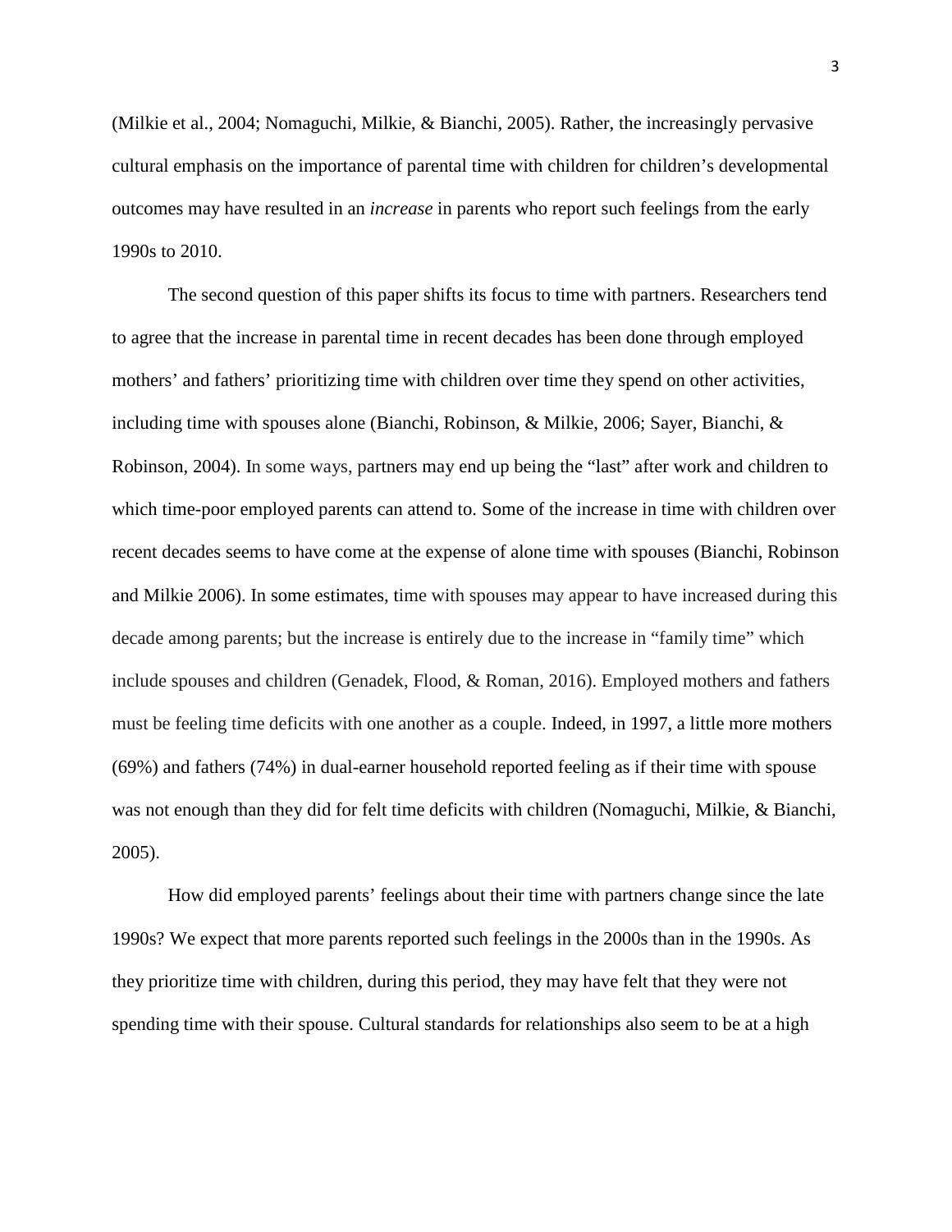(Milkie et al., 2004; Nomaguchi, Milkie, & Bianchi, 2005). Rather, the increasingly pervasive cultural emphasis on the importance of parental time with children for children's developmental outcomes may have resulted in an *increase* in parents who report such feelings from the early 1990s to 2010.

The second question of this paper shifts its focus to time with partners. Researchers tend to agree that the increase in parental time in recent decades has been done through employed mothers' and fathers' prioritizing time with children over time they spend on other activities, including time with spouses alone (Bianchi, Robinson, & Milkie, 2006; Sayer, Bianchi, & Robinson, 2004). In some ways, partners may end up being the "last" after work and children to which time-poor employed parents can attend to. Some of the increase in time with children over recent decades seems to have come at the expense of alone time with spouses (Bianchi, Robinson and Milkie 2006). In some estimates, time with spouses may appear to have increased during this decade among parents; but the increase is entirely due to the increase in "family time" which include spouses and children (Genadek, Flood, & Roman, 2016). Employed mothers and fathers must be feeling time deficits with one another as a couple. Indeed, in 1997, a little more mothers (69%) and fathers (74%) in dual-earner household reported feeling as if their time with spouse was not enough than they did for felt time deficits with children (Nomaguchi, Milkie, & Bianchi, 2005).

How did employed parents' feelings about their time with partners change since the late 1990s? We expect that more parents reported such feelings in the 2000s than in the 1990s. As they prioritize time with children, during this period, they may have felt that they were not spending time with their spouse. Cultural standards for relationships also seem to be at a high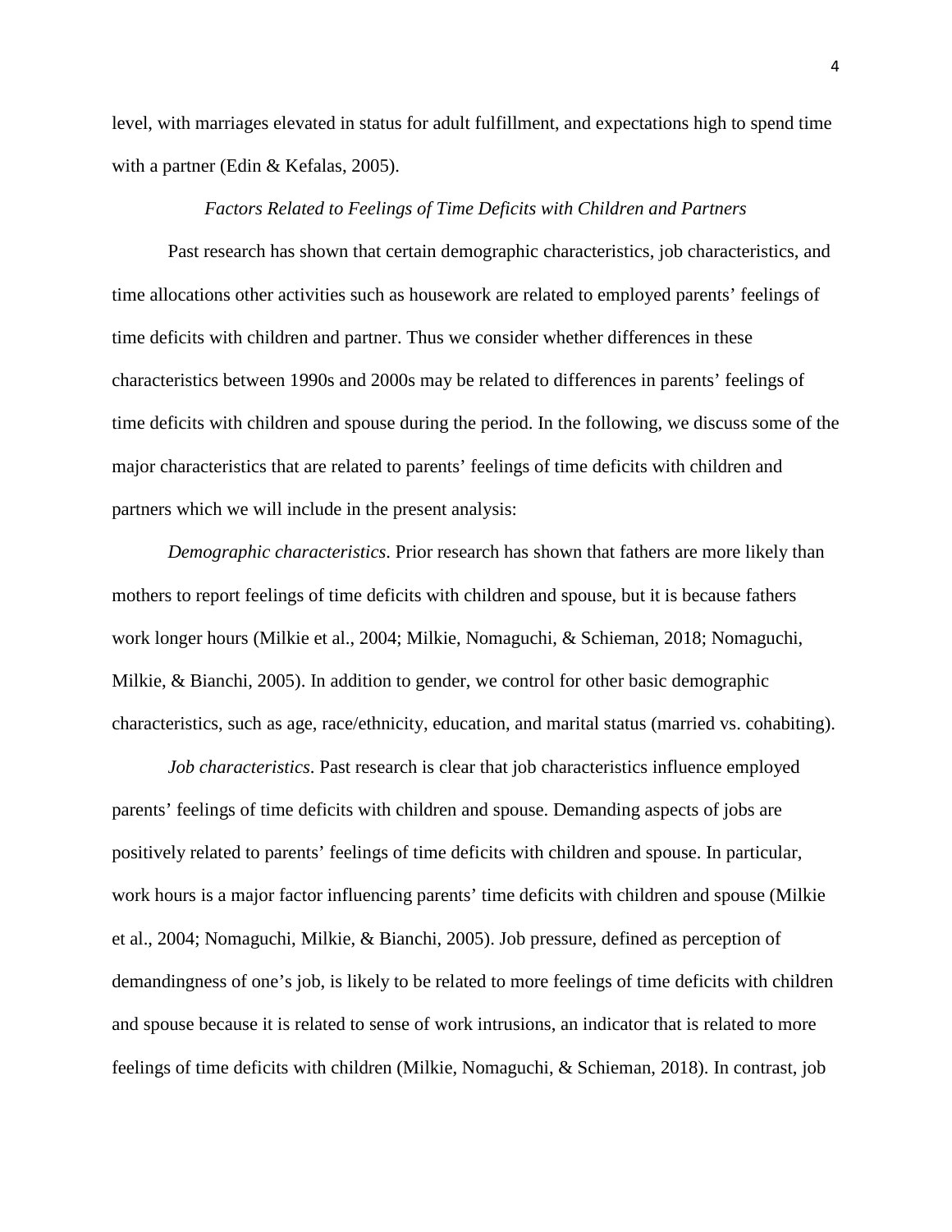level, with marriages elevated in status for adult fulfillment, and expectations high to spend time with a partner (Edin & Kefalas, 2005).

### *Factors Related to Feelings of Time Deficits with Children and Partners*

Past research has shown that certain demographic characteristics, job characteristics, and time allocations other activities such as housework are related to employed parents' feelings of time deficits with children and partner. Thus we consider whether differences in these characteristics between 1990s and 2000s may be related to differences in parents' feelings of time deficits with children and spouse during the period. In the following, we discuss some of the major characteristics that are related to parents' feelings of time deficits with children and partners which we will include in the present analysis:

*Demographic characteristics*. Prior research has shown that fathers are more likely than mothers to report feelings of time deficits with children and spouse, but it is because fathers work longer hours (Milkie et al., 2004; Milkie, Nomaguchi, & Schieman, 2018; Nomaguchi, Milkie, & Bianchi, 2005). In addition to gender, we control for other basic demographic characteristics, such as age, race/ethnicity, education, and marital status (married vs. cohabiting).

*Job characteristics*. Past research is clear that job characteristics influence employed parents' feelings of time deficits with children and spouse. Demanding aspects of jobs are positively related to parents' feelings of time deficits with children and spouse. In particular, work hours is a major factor influencing parents' time deficits with children and spouse (Milkie et al., 2004; Nomaguchi, Milkie, & Bianchi, 2005). Job pressure, defined as perception of demandingness of one's job, is likely to be related to more feelings of time deficits with children and spouse because it is related to sense of work intrusions, an indicator that is related to more feelings of time deficits with children (Milkie, Nomaguchi, & Schieman, 2018). In contrast, job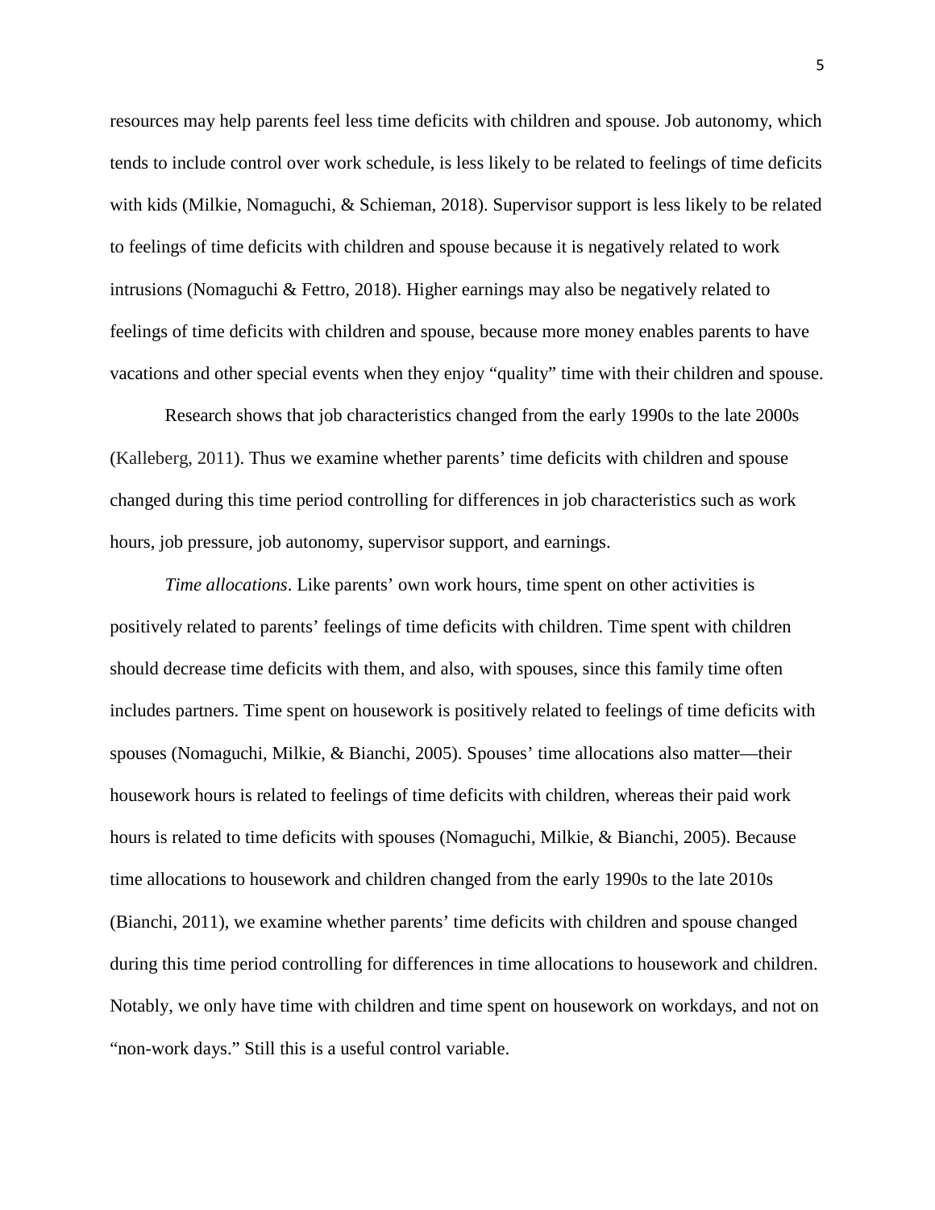resources may help parents feel less time deficits with children and spouse. Job autonomy, which tends to include control over work schedule, is less likely to be related to feelings of time deficits with kids (Milkie, Nomaguchi, & Schieman, 2018). Supervisor support is less likely to be related to feelings of time deficits with children and spouse because it is negatively related to work intrusions (Nomaguchi & Fettro, 2018). Higher earnings may also be negatively related to feelings of time deficits with children and spouse, because more money enables parents to have vacations and other special events when they enjoy "quality" time with their children and spouse.

Research shows that job characteristics changed from the early 1990s to the late 2000s (Kalleberg, 2011). Thus we examine whether parents' time deficits with children and spouse changed during this time period controlling for differences in job characteristics such as work hours, job pressure, job autonomy, supervisor support, and earnings.

*Time allocations*. Like parents' own work hours, time spent on other activities is positively related to parents' feelings of time deficits with children. Time spent with children should decrease time deficits with them, and also, with spouses, since this family time often includes partners. Time spent on housework is positively related to feelings of time deficits with spouses (Nomaguchi, Milkie, & Bianchi, 2005). Spouses' time allocations also matter—their housework hours is related to feelings of time deficits with children, whereas their paid work hours is related to time deficits with spouses (Nomaguchi, Milkie, & Bianchi, 2005). Because time allocations to housework and children changed from the early 1990s to the late 2010s (Bianchi, 2011), we examine whether parents' time deficits with children and spouse changed during this time period controlling for differences in time allocations to housework and children. Notably, we only have time with children and time spent on housework on workdays, and not on "non-work days." Still this is a useful control variable.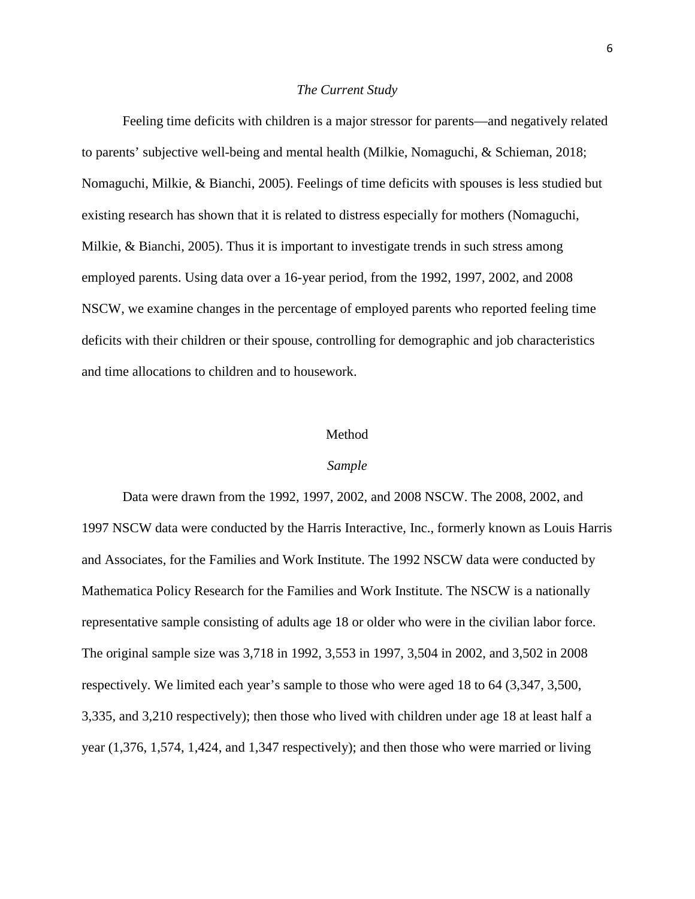### *The Current Study*

Feeling time deficits with children is a major stressor for parents—and negatively related to parents' subjective well-being and mental health (Milkie, Nomaguchi, & Schieman, 2018; Nomaguchi, Milkie, & Bianchi, 2005). Feelings of time deficits with spouses is less studied but existing research has shown that it is related to distress especially for mothers (Nomaguchi, Milkie, & Bianchi, 2005). Thus it is important to investigate trends in such stress among employed parents. Using data over a 16-year period, from the 1992, 1997, 2002, and 2008 NSCW, we examine changes in the percentage of employed parents who reported feeling time deficits with their children or their spouse, controlling for demographic and job characteristics and time allocations to children and to housework.

## Method

### *Sample*

Data were drawn from the 1992, 1997, 2002, and 2008 NSCW. The 2008, 2002, and 1997 NSCW data were conducted by the Harris Interactive, Inc., formerly known as Louis Harris and Associates, for the Families and Work Institute. The 1992 NSCW data were conducted by Mathematica Policy Research for the Families and Work Institute. The NSCW is a nationally representative sample consisting of adults age 18 or older who were in the civilian labor force. The original sample size was 3,718 in 1992, 3,553 in 1997, 3,504 in 2002, and 3,502 in 2008 respectively. We limited each year's sample to those who were aged 18 to 64 (3,347, 3,500, 3,335, and 3,210 respectively); then those who lived with children under age 18 at least half a year (1,376, 1,574, 1,424, and 1,347 respectively); and then those who were married or living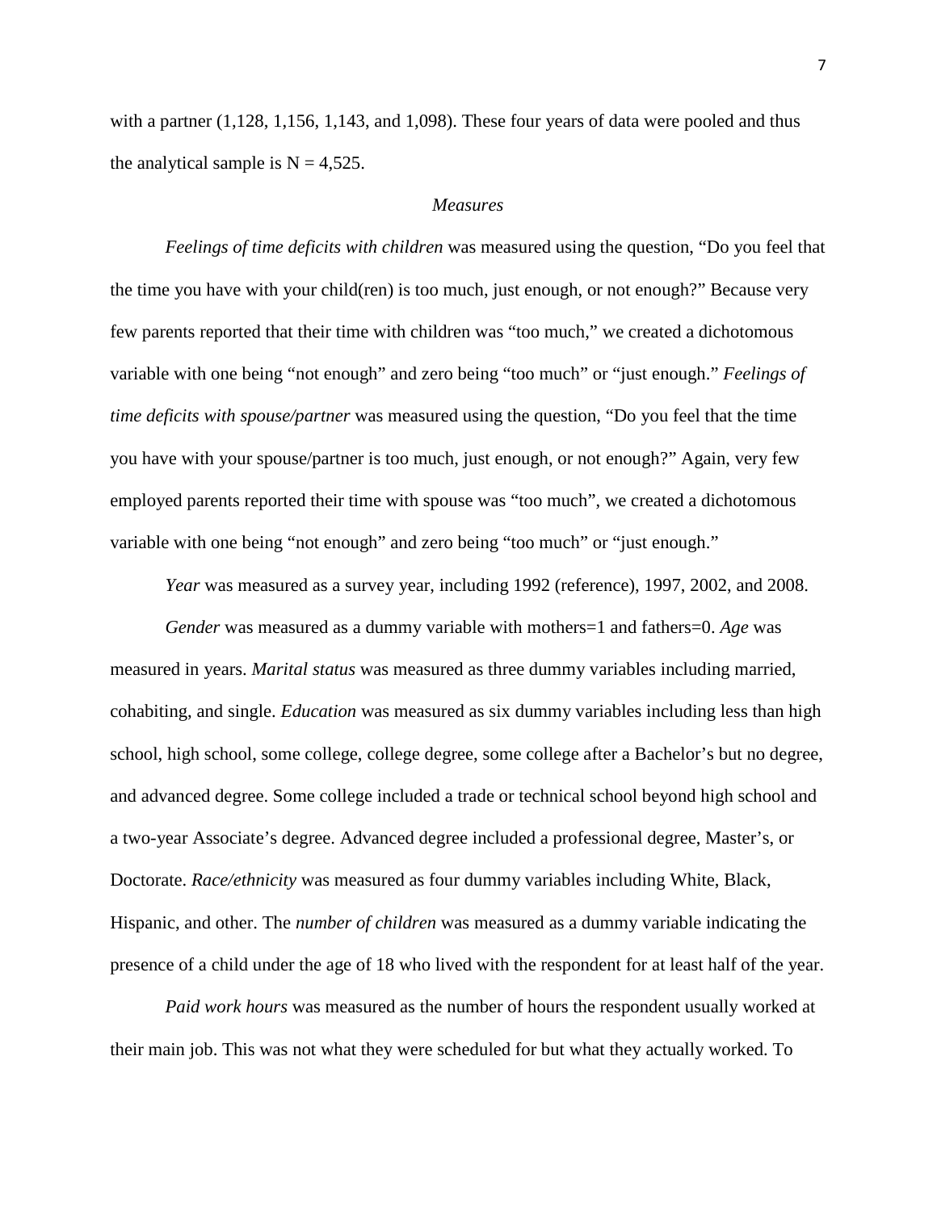with a partner (1,128, 1,156, 1,143, and 1,098). These four years of data were pooled and thus the analytical sample is N = 4,525.

### *Measures*

*Feelings of time deficits with children* was measured using the question, "Do you feel that the time you have with your child(ren) is too much, just enough, or not enough?" Because very few parents reported that their time with children was "too much," we created a dichotomous variable with one being "not enough" and zero being "too much" or "just enough." *Feelings of time deficits with spouse/partner* was measured using the question, "Do you feel that the time you have with your spouse/partner is too much, just enough, or not enough?" Again, very few employed parents reported their time with spouse was "too much", we created a dichotomous variable with one being "not enough" and zero being "too much" or "just enough."

*Year* was measured as a survey year, including 1992 (reference), 1997, 2002, and 2008.

*Gender* was measured as a dummy variable with mothers=1 and fathers=0. *Age* was measured in years. *Marital status* was measured as three dummy variables including married, cohabiting, and single. *Education* was measured as six dummy variables including less than high school, high school, some college, college degree, some college after a Bachelor's but no degree, and advanced degree. Some college included a trade or technical school beyond high school and a two-year Associate's degree. Advanced degree included a professional degree, Master's, or Doctorate. *Race/ethnicity* was measured as four dummy variables including White, Black, Hispanic, and other. The *number of children* was measured as a dummy variable indicating the presence of a child under the age of 18 who lived with the respondent for at least half of the year.

*Paid work hours* was measured as the number of hours the respondent usually worked at their main job. This was not what they were scheduled for but what they actually worked. To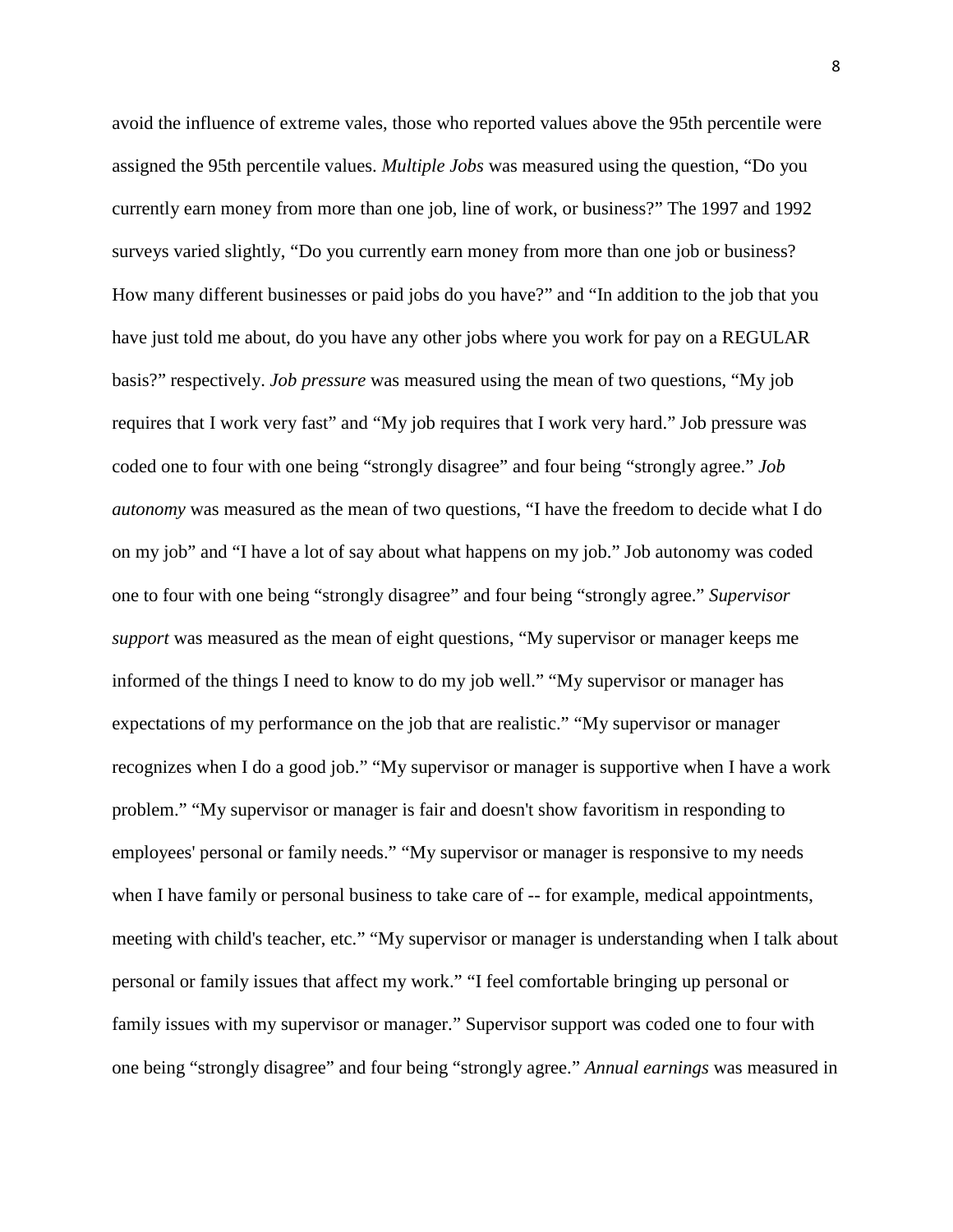avoid the influence of extreme vales, those who reported values above the 95th percentile were assigned the 95th percentile values. *Multiple Jobs* was measured using the question, "Do you currently earn money from more than one job, line of work, or business?" The 1997 and 1992 surveys varied slightly, "Do you currently earn money from more than one job or business? How many different businesses or paid jobs do you have?" and "In addition to the job that you have just told me about, do you have any other jobs where you work for pay on a REGULAR basis?" respectively. *Job pressure* was measured using the mean of two questions, "My job requires that I work very fast" and "My job requires that I work very hard." Job pressure was coded one to four with one being "strongly disagree" and four being "strongly agree." *Job autonomy* was measured as the mean of two questions, "I have the freedom to decide what I do on my job" and "I have a lot of say about what happens on my job." Job autonomy was coded one to four with one being "strongly disagree" and four being "strongly agree." *Supervisor support* was measured as the mean of eight questions, "My supervisor or manager keeps me informed of the things I need to know to do my job well." "My supervisor or manager has expectations of my performance on the job that are realistic." "My supervisor or manager recognizes when I do a good job." "My supervisor or manager is supportive when I have a work problem." "My supervisor or manager is fair and doesn't show favoritism in responding to employees' personal or family needs." "My supervisor or manager is responsive to my needs when I have family or personal business to take care of -- for example, medical appointments, meeting with child's teacher, etc." "My supervisor or manager is understanding when I talk about personal or family issues that affect my work." "I feel comfortable bringing up personal or family issues with my supervisor or manager." Supervisor support was coded one to four with one being "strongly disagree" and four being "strongly agree." *Annual earnings* was measured in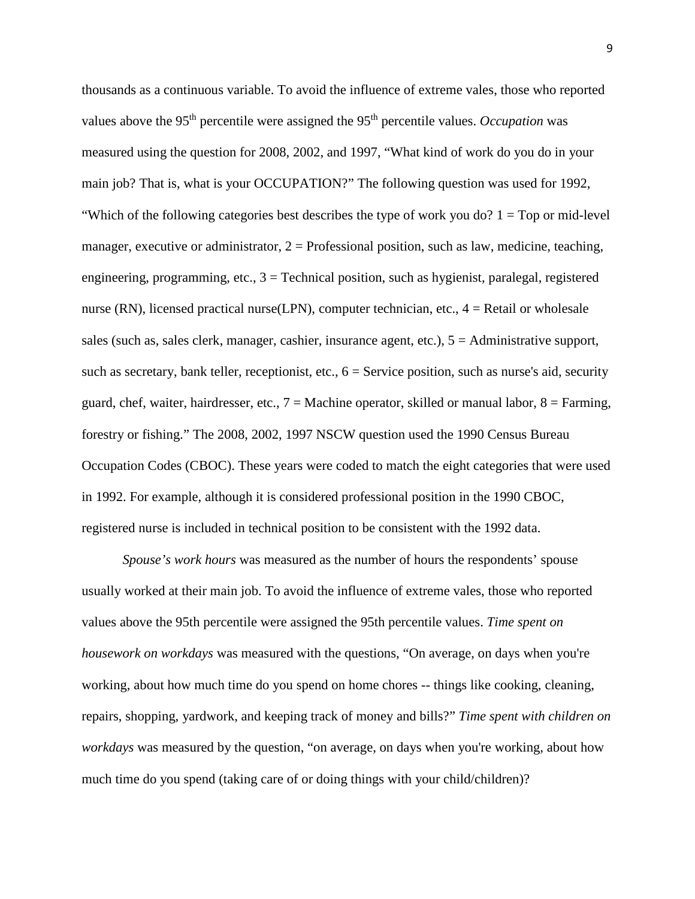thousands as a continuous variable. To avoid the influence of extreme vales, those who reported values above the 95th percentile were assigned the 95th percentile values. *Occupation* was measured using the question for 2008, 2002, and 1997, "What kind of work do you do in your main job? That is, what is your OCCUPATION?" The following question was used for 1992, "Which of the following categories best describes the type of work you do? 1 = Top or mid-level manager, executive or administrator, 2 = Professional position, such as law, medicine, teaching, engineering, programming, etc., 3 = Technical position, such as hygienist, paralegal, registered nurse (RN), licensed practical nurse(LPN), computer technician, etc., 4 = Retail or wholesale sales (such as, sales clerk, manager, cashier, insurance agent, etc.), 5 = Administrative support, such as secretary, bank teller, receptionist, etc., 6 = Service position, such as nurse's aid, security guard, chef, waiter, hairdresser, etc., 7 = Machine operator, skilled or manual labor, 8 = Farming, forestry or fishing." The 2008, 2002, 1997 NSCW question used the 1990 Census Bureau Occupation Codes (CBOC). These years were coded to match the eight categories that were used in 1992. For example, although it is considered professional position in the 1990 CBOC, registered nurse is included in technical position to be consistent with the 1992 data.

*Spouse's work hours* was measured as the number of hours the respondents' spouse usually worked at their main job. To avoid the influence of extreme vales, those who reported values above the 95th percentile were assigned the 95th percentile values. *Time spent on housework on workdays* was measured with the questions, "On average, on days when you're working, about how much time do you spend on home chores -- things like cooking, cleaning, repairs, shopping, yardwork, and keeping track of money and bills?" *Time spent with children on workdays* was measured by the question, "on average, on days when you're working, about how much time do you spend (taking care of or doing things with your child/children)?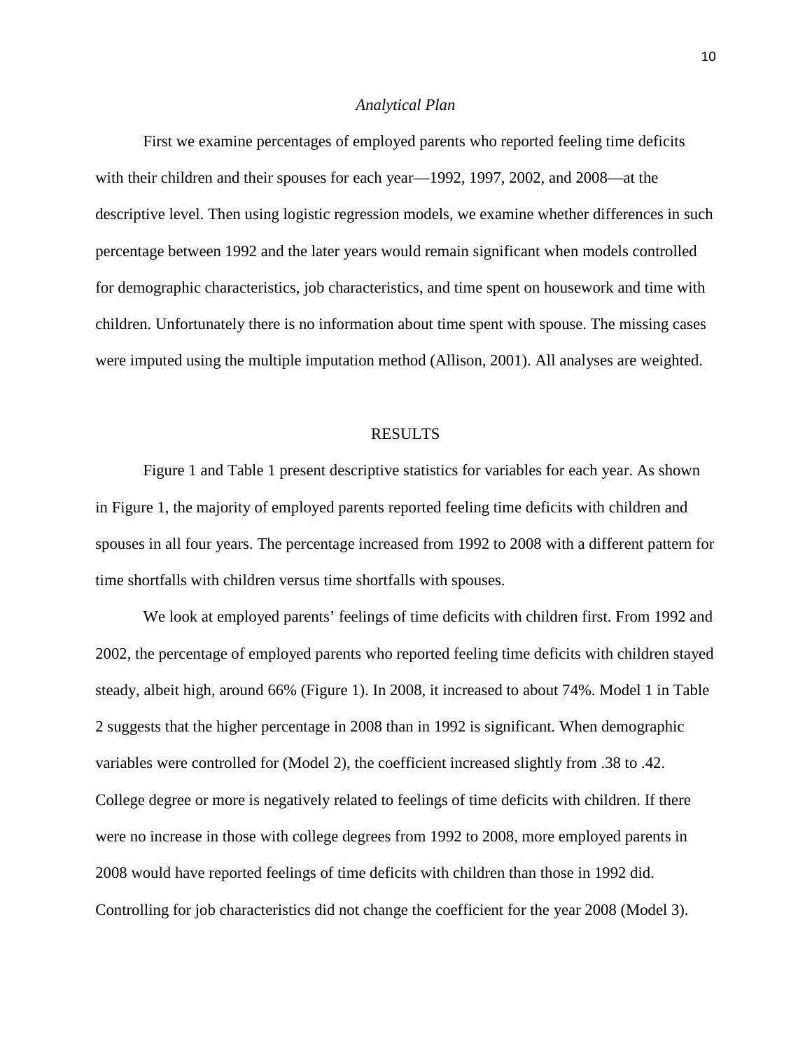### *Analytical Plan*

First we examine percentages of employed parents who reported feeling time deficits with their children and their spouses for each year—1992, 1997, 2002, and 2008—at the descriptive level. Then using logistic regression models, we examine whether differences in such percentage between 1992 and the later years would remain significant when models controlled for demographic characteristics, job characteristics, and time spent on housework and time with children. Unfortunately there is no information about time spent with spouse. The missing cases were imputed using the multiple imputation method (Allison, 2001). All analyses are weighted.

## RESULTS

Figure 1 and Table 1 present descriptive statistics for variables for each year. As shown in Figure 1, the majority of employed parents reported feeling time deficits with children and spouses in all four years. The percentage increased from 1992 to 2008 with a different pattern for time shortfalls with children versus time shortfalls with spouses.

We look at employed parents' feelings of time deficits with children first. From 1992 and 2002, the percentage of employed parents who reported feeling time deficits with children stayed steady, albeit high, around 66% (Figure 1). In 2008, it increased to about 74%. Model 1 in Table 2 suggests that the higher percentage in 2008 than in 1992 is significant. When demographic variables were controlled for (Model 2), the coefficient increased slightly from .38 to .42. College degree or more is negatively related to feelings of time deficits with children. If there were no increase in those with college degrees from 1992 to 2008, more employed parents in 2008 would have reported feelings of time deficits with children than those in 1992 did. Controlling for job characteristics did not change the coefficient for the year 2008 (Model 3).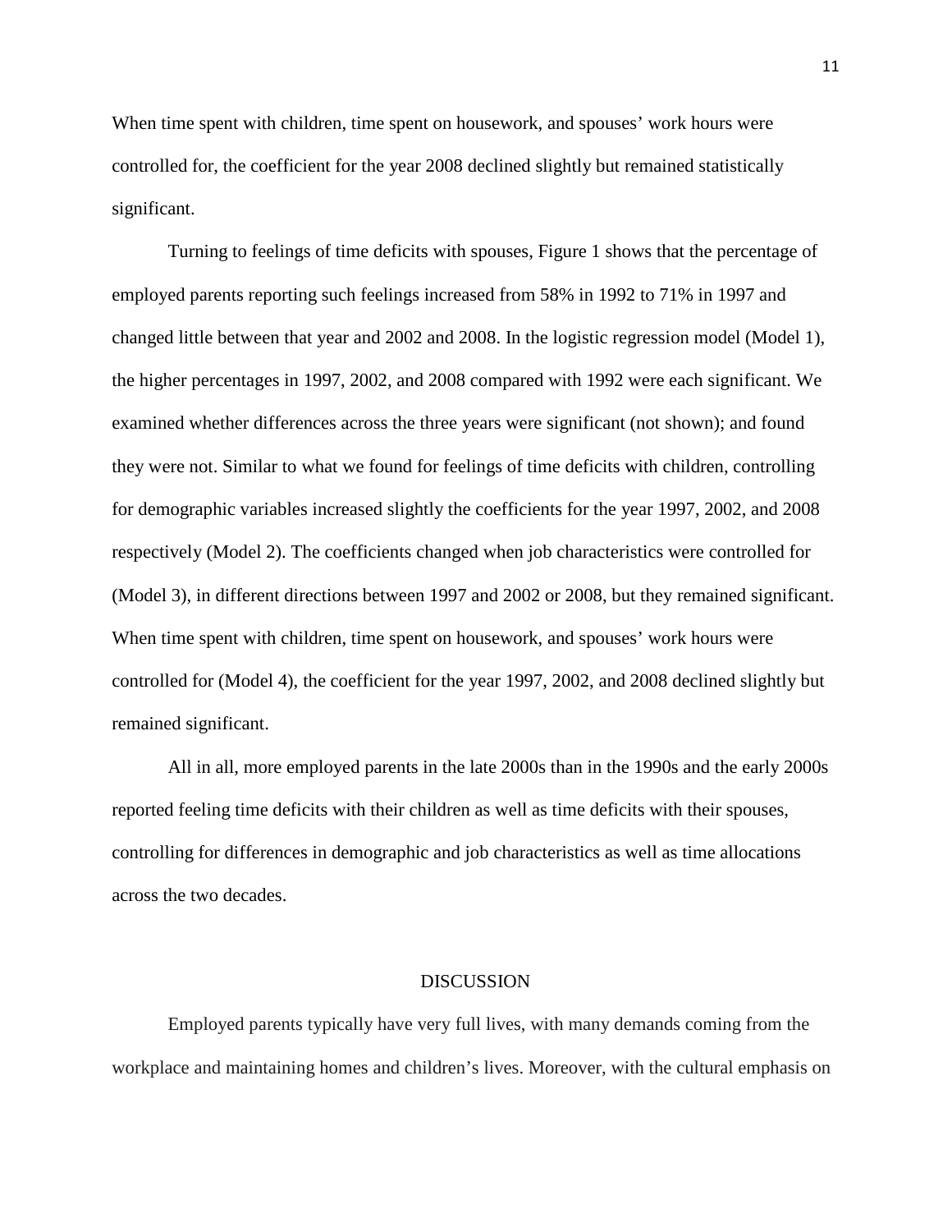When time spent with children, time spent on housework, and spouses' work hours were controlled for, the coefficient for the year 2008 declined slightly but remained statistically significant.

Turning to feelings of time deficits with spouses, Figure 1 shows that the percentage of employed parents reporting such feelings increased from 58% in 1992 to 71% in 1997 and changed little between that year and 2002 and 2008. In the logistic regression model (Model 1), the higher percentages in 1997, 2002, and 2008 compared with 1992 were each significant. We examined whether differences across the three years were significant (not shown); and found they were not. Similar to what we found for feelings of time deficits with children, controlling for demographic variables increased slightly the coefficients for the year 1997, 2002, and 2008 respectively (Model 2). The coefficients changed when job characteristics were controlled for (Model 3), in different directions between 1997 and 2002 or 2008, but they remained significant. When time spent with children, time spent on housework, and spouses' work hours were controlled for (Model 4), the coefficient for the year 1997, 2002, and 2008 declined slightly but remained significant.

All in all, more employed parents in the late 2000s than in the 1990s and the early 2000s reported feeling time deficits with their children as well as time deficits with their spouses, controlling for differences in demographic and job characteristics as well as time allocations across the two decades.

## DISCUSSION

Employed parents typically have very full lives, with many demands coming from the workplace and maintaining homes and children's lives. Moreover, with the cultural emphasis on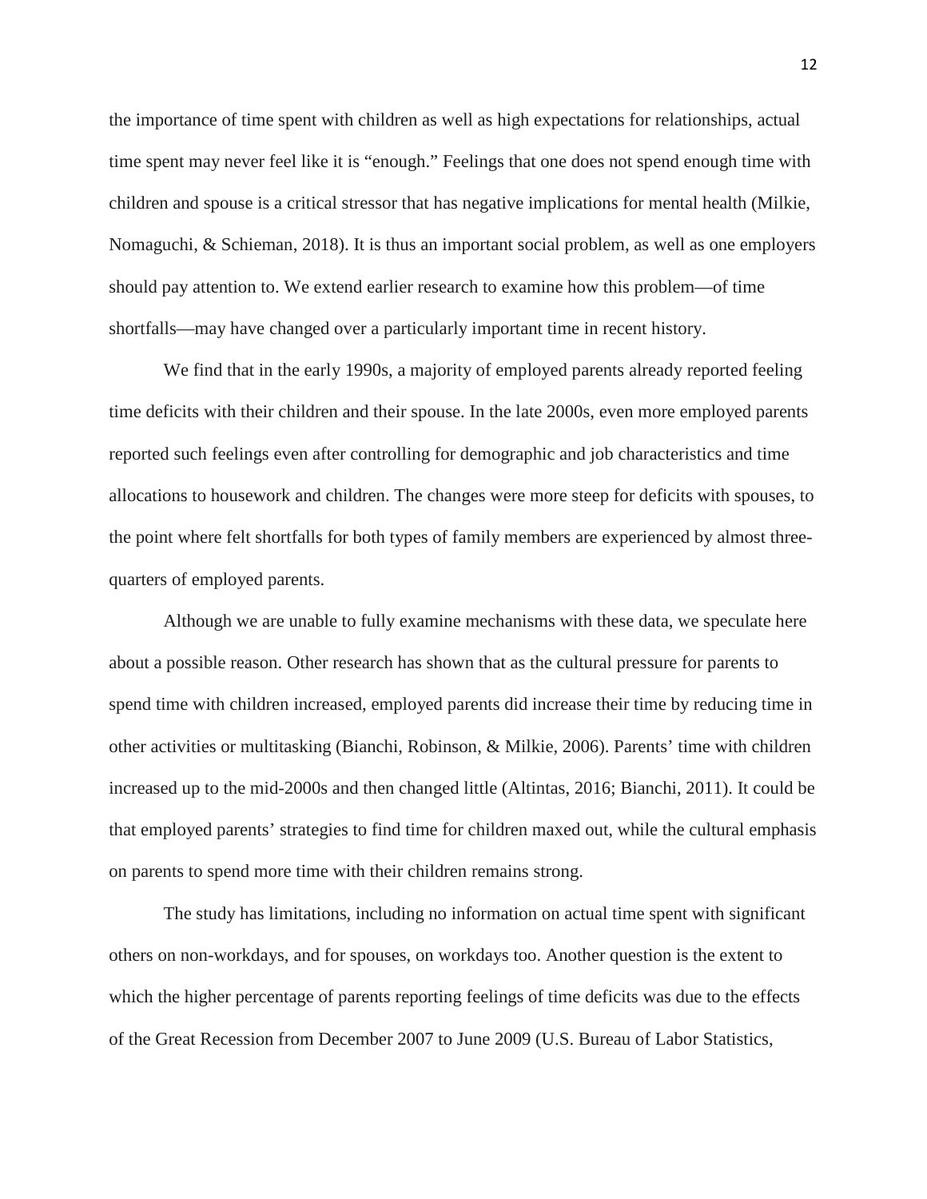the importance of time spent with children as well as high expectations for relationships, actual time spent may never feel like it is "enough." Feelings that one does not spend enough time with children and spouse is a critical stressor that has negative implications for mental health (Milkie, Nomaguchi, & Schieman, 2018). It is thus an important social problem, as well as one employers should pay attention to. We extend earlier research to examine how this problem—of time shortfalls—may have changed over a particularly important time in recent history.

We find that in the early 1990s, a majority of employed parents already reported feeling time deficits with their children and their spouse. In the late 2000s, even more employed parents reported such feelings even after controlling for demographic and job characteristics and time allocations to housework and children. The changes were more steep for deficits with spouses, to the point where felt shortfalls for both types of family members are experienced by almost three-quarters of employed parents.

Although we are unable to fully examine mechanisms with these data, we speculate here about a possible reason. Other research has shown that as the cultural pressure for parents to spend time with children increased, employed parents did increase their time by reducing time in other activities or multitasking (Bianchi, Robinson, & Milkie, 2006). Parents' time with children increased up to the mid-2000s and then changed little (Altintas, 2016; Bianchi, 2011). It could be that employed parents' strategies to find time for children maxed out, while the cultural emphasis on parents to spend more time with their children remains strong.

The study has limitations, including no information on actual time spent with significant others on non-workdays, and for spouses, on workdays too. Another question is the extent to which the higher percentage of parents reporting feelings of time deficits was due to the effects of the Great Recession from December 2007 to June 2009 (U.S. Bureau of Labor Statistics,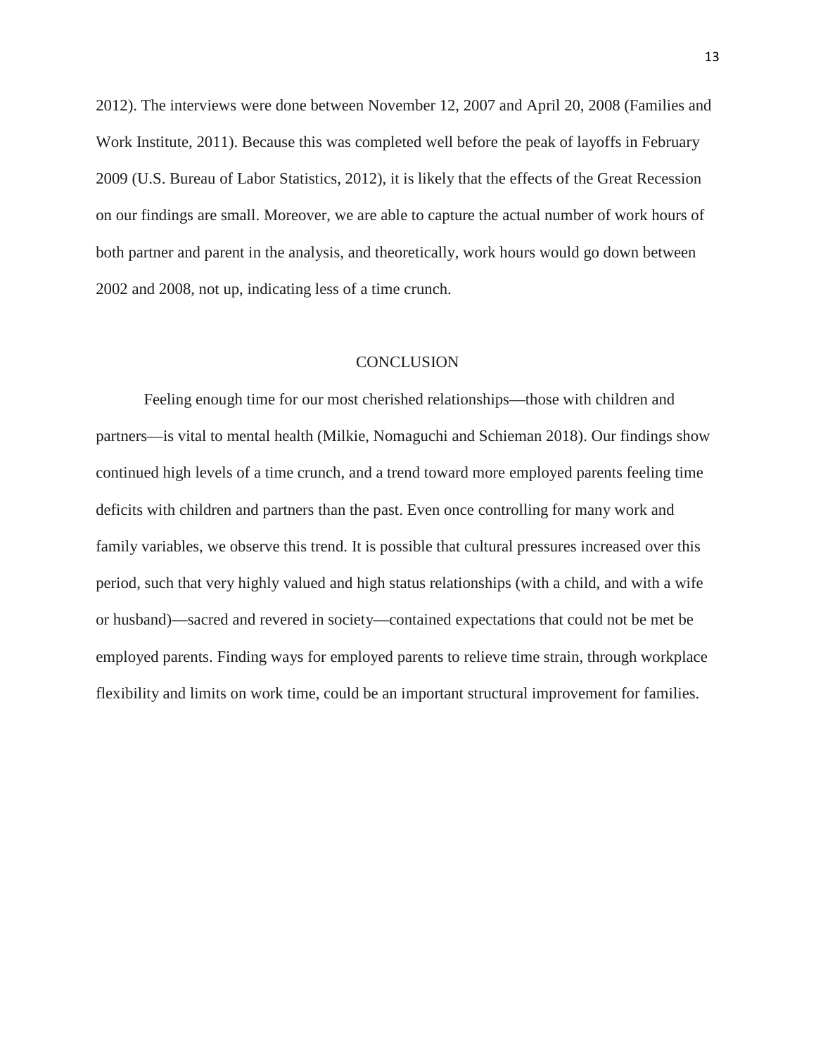2012). The interviews were done between November 12, 2007 and April 20, 2008 (Families and Work Institute, 2011). Because this was completed well before the peak of layoffs in February 2009 (U.S. Bureau of Labor Statistics, 2012), it is likely that the effects of the Great Recession on our findings are small. Moreover, we are able to capture the actual number of work hours of both partner and parent in the analysis, and theoretically, work hours would go down between 2002 and 2008, not up, indicating less of a time crunch.

## CONCLUSION

Feeling enough time for our most cherished relationships—those with children and partners—is vital to mental health (Milkie, Nomaguchi and Schieman 2018). Our findings show continued high levels of a time crunch, and a trend toward more employed parents feeling time deficits with children and partners than the past. Even once controlling for many work and family variables, we observe this trend. It is possible that cultural pressures increased over this period, such that very highly valued and high status relationships (with a child, and with a wife or husband)—sacred and revered in society—contained expectations that could not be met be employed parents. Finding ways for employed parents to relieve time strain, through workplace flexibility and limits on work time, could be an important structural improvement for families.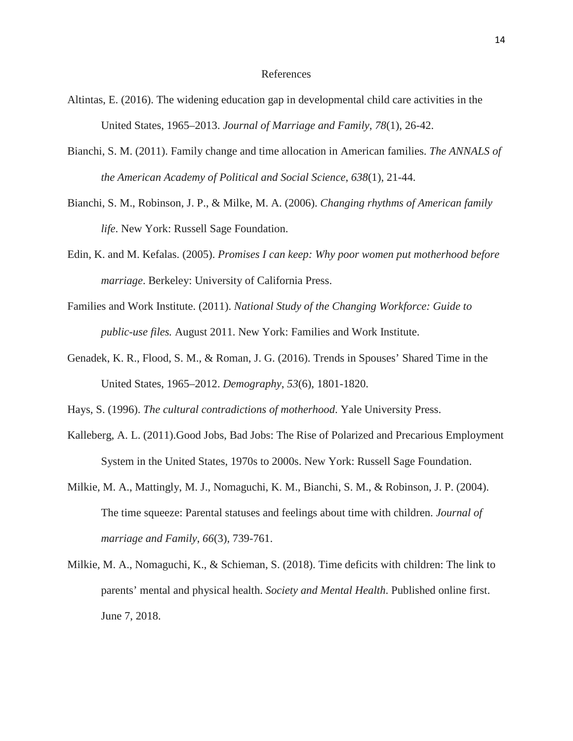# References

Altintas, E. (2016). The widening education gap in developmental child care activities in the United States, 1965–2013. *Journal of Marriage and Family*, *78*(1), 26-42.

Bianchi, S. M. (2011). Family change and time allocation in American families. *The ANNALS of the American Academy of Political and Social Science*, *638*(1), 21-44.

Bianchi, S. M., Robinson, J. P., & Milke, M. A. (2006). *Changing rhythms of American family life*. New York: Russell Sage Foundation.

Edin, K. and M. Kefalas. (2005). *Promises I can keep: Why poor women put motherhood before marriage*. Berkeley: University of California Press.

Families and Work Institute. (2011). *National Study of the Changing Workforce: Guide to public-use files.* August 2011. New York: Families and Work Institute.

Genadek, K. R., Flood, S. M., & Roman, J. G. (2016). Trends in Spouses' Shared Time in the United States, 1965–2012. *Demography*, *53*(6), 1801-1820.

Hays, S. (1996). *The cultural contradictions of motherhood*. Yale University Press.

Kalleberg, A. L. (2011).Good Jobs, Bad Jobs: The Rise of Polarized and Precarious Employment System in the United States, 1970s to 2000s. New York: Russell Sage Foundation.

Milkie, M. A., Mattingly, M. J., Nomaguchi, K. M., Bianchi, S. M., & Robinson, J. P. (2004). The time squeeze: Parental statuses and feelings about time with children. *Journal of marriage and Family*, *66*(3), 739-761.

Milkie, M. A., Nomaguchi, K., & Schieman, S. (2018). Time deficits with children: The link to parents' mental and physical health. *Society and Mental Health*. Published online first. June 7, 2018.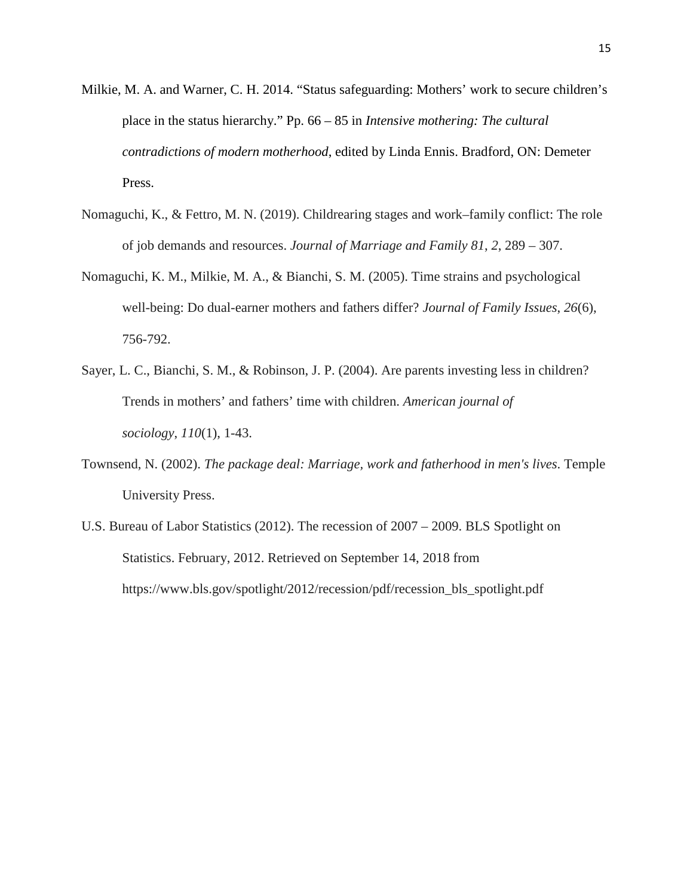Milkie, M. A. and Warner, C. H. 2014. "Status safeguarding: Mothers' work to secure children's place in the status hierarchy." Pp. 66 – 85 in *Intensive mothering: The cultural contradictions of modern motherhood*, edited by Linda Ennis. Bradford, ON: Demeter Press.

Nomaguchi, K., & Fettro, M. N. (2019). Childrearing stages and work–family conflict: The role of job demands and resources. *Journal of Marriage and Family 81*, *2*, 289 – 307.

Nomaguchi, K. M., Milkie, M. A., & Bianchi, S. M. (2005). Time strains and psychological well-being: Do dual-earner mothers and fathers differ? *Journal of Family Issues*, *26*(6), 756-792.

Sayer, L. C., Bianchi, S. M., & Robinson, J. P. (2004). Are parents investing less in children? Trends in mothers' and fathers' time with children. *American journal of sociology*, *110*(1), 1-43.

Townsend, N. (2002). *The package deal: Marriage, work and fatherhood in men's lives*. Temple University Press.

U.S. Bureau of Labor Statistics (2012). The recession of 2007 – 2009. BLS Spotlight on Statistics. February, 2012. Retrieved on September 14, 2018 from https://www.bls.gov/spotlight/2012/recession/pdf/recession_bls_spotlight.pdf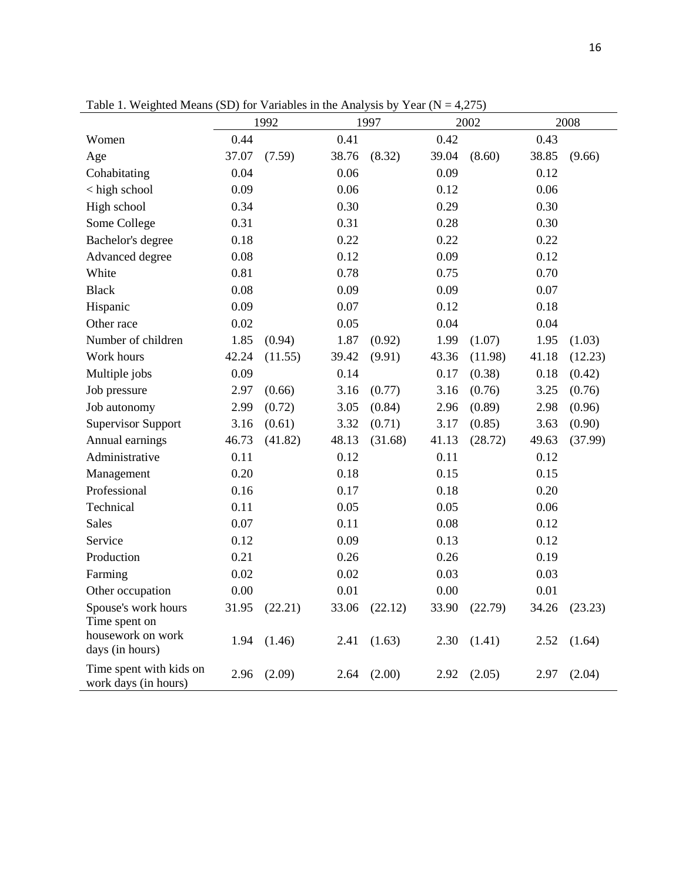Table 1. Weighted Means (SD) for Variables in the Analysis by Year (N = 4,275)

| | 1992 | | 1997 | | 2002 | | 2008 | |
|---|---|---|---|---|---|---|---|---|
| Women | 0.44 | | 0.41 | | 0.42 | | 0.43 | |
| Age | 37.07 | (7.59) | 38.76 | (8.32) | 39.04 | (8.60) | 38.85 | (9.66) |
| Cohabitating | 0.04 | | 0.06 | | 0.09 | | 0.12 | |
| < high school | 0.09 | | 0.06 | | 0.12 | | 0.06 | |
| High school | 0.34 | | 0.30 | | 0.29 | | 0.30 | |
| Some College | 0.31 | | 0.31 | | 0.28 | | 0.30 | |
| Bachelor's degree | 0.18 | | 0.22 | | 0.22 | | 0.22 | |
| Advanced degree | 0.08 | | 0.12 | | 0.09 | | 0.12 | |
| White | 0.81 | | 0.78 | | 0.75 | | 0.70 | |
| Black | 0.08 | | 0.09 | | 0.09 | | 0.07 | |
| Hispanic | 0.09 | | 0.07 | | 0.12 | | 0.18 | |
| Other race | 0.02 | | 0.05 | | 0.04 | | 0.04 | |
| Number of children | 1.85 | (0.94) | 1.87 | (0.92) | 1.99 | (1.07) | 1.95 | (1.03) |
| Work hours | 42.24 | (11.55) | 39.42 | (9.91) | 43.36 | (11.98) | 41.18 | (12.23) |
| Multiple jobs | 0.09 | | 0.14 | | 0.17 | (0.38) | 0.18 | (0.42) |
| Job pressure | 2.97 | (0.66) | 3.16 | (0.77) | 3.16 | (0.76) | 3.25 | (0.76) |
| Job autonomy | 2.99 | (0.72) | 3.05 | (0.84) | 2.96 | (0.89) | 2.98 | (0.96) |
| Supervisor Support | 3.16 | (0.61) | 3.32 | (0.71) | 3.17 | (0.85) | 3.63 | (0.90) |
| Annual earnings | 46.73 | (41.82) | 48.13 | (31.68) | 41.13 | (28.72) | 49.63 | (37.99) |
| Administrative | 0.11 | | 0.12 | | 0.11 | | 0.12 | |
| Management | 0.20 | | 0.18 | | 0.15 | | 0.15 | |
| Professional | 0.16 | | 0.17 | | 0.18 | | 0.20 | |
| Technical | 0.11 | | 0.05 | | 0.05 | | 0.06 | |
| Sales | 0.07 | | 0.11 | | 0.08 | | 0.12 | |
| Service | 0.12 | | 0.09 | | 0.13 | | 0.12 | |
| Production | 0.21 | | 0.26 | | 0.26 | | 0.19 | |
| Farming | 0.02 | | 0.02 | | 0.03 | | 0.03 | |
| Other occupation | 0.00 | | 0.01 | | 0.00 | | 0.01 | |
| Spouse's work hours | 31.95 | (22.21) | 33.06 | (22.12) | 33.90 | (22.79) | 34.26 | (23.23) |
| Time spent on housework on work days (in hours) | 1.94 | (1.46) | 2.41 | (1.63) | 2.30 | (1.41) | 2.52 | (1.64) |
| Time spent with kids on work days (in hours) | 2.96 | (2.09) | 2.64 | (2.00) | 2.92 | (2.05) | 2.97 | (2.04) |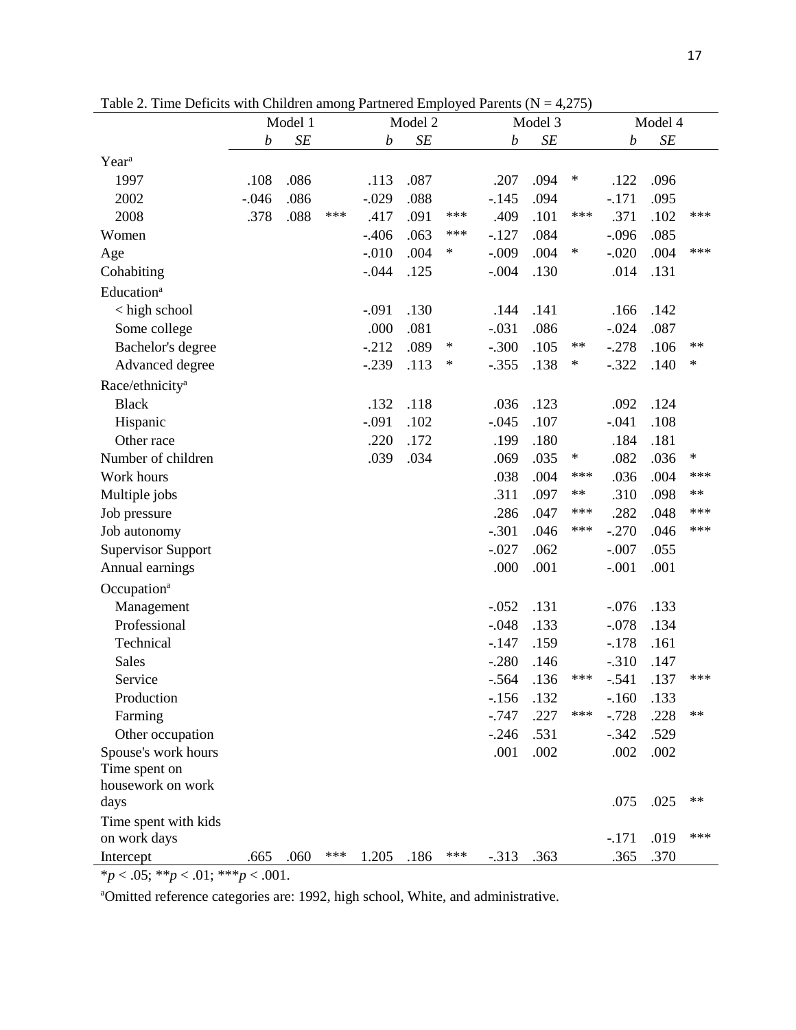Table 2. Time Deficits with Children among Partnered Employed Parents (N = 4,275)

| | Model 1 | | | Model 2 | | | Model 3 | | | Model 4 | | |
|---|---|---|---|---|---|---|---|---|---|---|---|---|
| | *b* | *SE* | | *b* | *SE* | | *b* | *SE* | | *b* | *SE* | |
| Year[a] | | | | | | | | | | | | |
| 1997 | .108 | .086 | | .113 | .087 | | .207 | .094 | * | .122 | .096 | |
| 2002 | -.046 | .086 | | -.029 | .088 | | -.145 | .094 | | -.171 | .095 | |
| 2008 | .378 | .088 | *** | .417 | .091 | *** | .409 | .101 | *** | .371 | .102 | *** |
| Women | | | | -.406 | .063 | *** | -.127 | .084 | | -.096 | .085 | |
| Age | | | | -.010 | .004 | * | -.009 | .004 | * | -.020 | .004 | *** |
| Cohabiting | | | | -.044 | .125 | | -.004 | .130 | | .014 | .131 | |
| Education[a] | | | | | | | | | | | | |
| < high school | | | | -.091 | .130 | | .144 | .141 | | .166 | .142 | |
| Some college | | | | .000 | .081 | | -.031 | .086 | | -.024 | .087 | |
| Bachelor's degree | | | | -.212 | .089 | * | -.300 | .105 | ** | -.278 | .106 | ** |
| Advanced degree | | | | -.239 | .113 | * | -.355 | .138 | * | -.322 | .140 | * |
| Race/ethnicity[a] | | | | | | | | | | | | |
| Black | | | | .132 | .118 | | .036 | .123 | | .092 | .124 | |
| Hispanic | | | | -.091 | .102 | | -.045 | .107 | | -.041 | .108 | |
| Other race | | | | .220 | .172 | | .199 | .180 | | .184 | .181 | |
| Number of children | | | | .039 | .034 | | .069 | .035 | * | .082 | .036 | * |
| Work hours | | | | | | | .038 | .004 | *** | .036 | .004 | *** |
| Multiple jobs | | | | | | | .311 | .097 | ** | .310 | .098 | ** |
| Job pressure | | | | | | | .286 | .047 | *** | .282 | .048 | *** |
| Job autonomy | | | | | | | -.301 | .046 | *** | -.270 | .046 | *** |
| Supervisor Support | | | | | | | -.027 | .062 | | -.007 | .055 | |
| Annual earnings | | | | | | | .000 | .001 | | -.001 | .001 | |
| Occupation[a] | | | | | | | | | | | | |
| Management | | | | | | | -.052 | .131 | | -.076 | .133 | |
| Professional | | | | | | | -.048 | .133 | | -.078 | .134 | |
| Technical | | | | | | | -.147 | .159 | | -.178 | .161 | |
| Sales | | | | | | | -.280 | .146 | | -.310 | .147 | |
| Service | | | | | | | -.564 | .136 | *** | -.541 | .137 | *** |
| Production | | | | | | | -.156 | .132 | | -.160 | .133 | |
| Farming | | | | | | | -.747 | .227 | *** | -.728 | .228 | ** |
| Other occupation | | | | | | | -.246 | .531 | | -.342 | .529 | |
| Spouse's work hours | | | | | | | .001 | .002 | | .002 | .002 | |
| Time spent on housework on work days | | | | | | | | | | .075 | .025 | ** |
| Time spent with kids on work days | | | | | | | | | | -.171 | .019 | *** |
| Intercept | .665 | .060 | *** | 1.205 | .186 | *** | -.313 | .363 | | .365 | .370 | |

*$p < .05$; **$p < .01$; ***$p < .001$.

[a]Omitted reference categories are: 1992, high school, White, and administrative.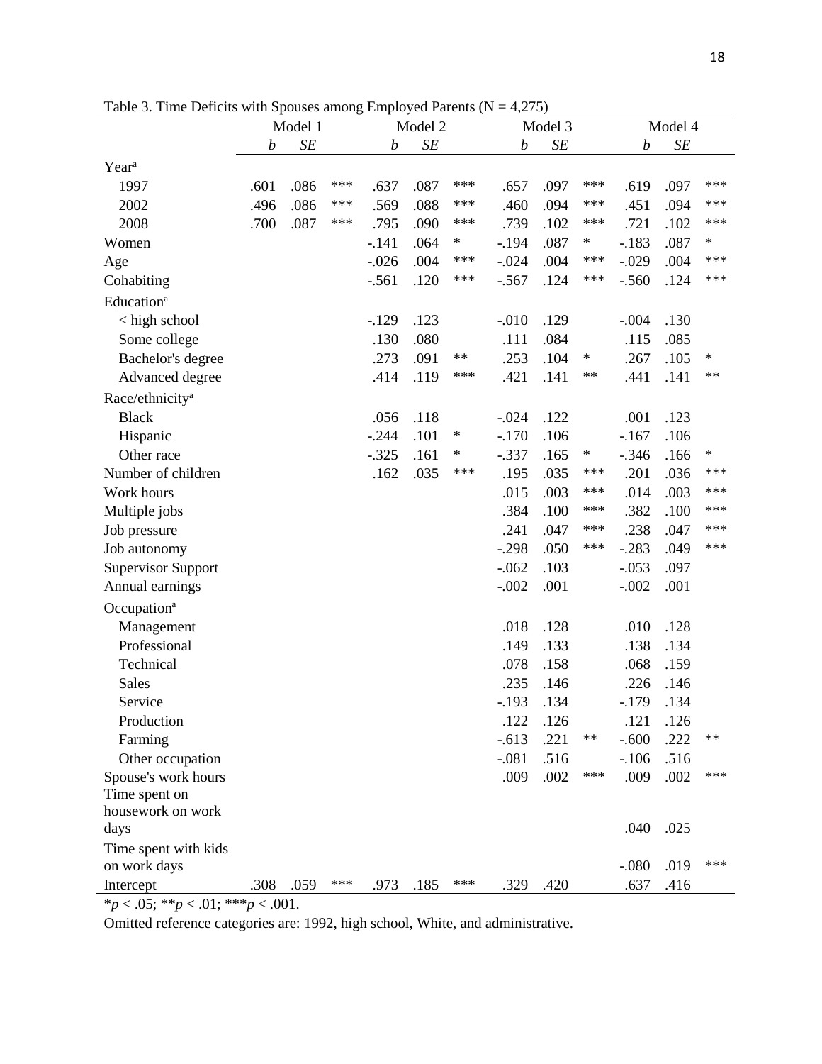Table 3. Time Deficits with Spouses among Employed Parents (N = 4,275)

| | Model 1 | | | Model 2 | | | Model 3 | | | Model 4 | | |
|---|---|---|---|---|---|---|---|---|---|---|---|---|
| | *b* | *SE* | | *b* | *SE* | | *b* | *SE* | | *b* | *SE* | |
| Year[a] | | | | | | | | | | | | |
| 1997 | .601 | .086 | *** | .637 | .087 | *** | .657 | .097 | *** | .619 | .097 | *** |
| 2002 | .496 | .086 | *** | .569 | .088 | *** | .460 | .094 | *** | .451 | .094 | *** |
| 2008 | .700 | .087 | *** | .795 | .090 | *** | .739 | .102 | *** | .721 | .102 | *** |
| Women | | | | -.141 | .064 | * | -.194 | .087 | * | -.183 | .087 | * |
| Age | | | | -.026 | .004 | *** | -.024 | .004 | *** | -.029 | .004 | *** |
| Cohabiting | | | | -.561 | .120 | *** | -.567 | .124 | *** | -.560 | .124 | *** |
| Education[a] | | | | | | | | | | | | |
| < high school | | | | -.129 | .123 | | -.010 | .129 | | -.004 | .130 | |
| Some college | | | | .130 | .080 | | .111 | .084 | | .115 | .085 | |
| Bachelor's degree | | | | .273 | .091 | ** | .253 | .104 | * | .267 | .105 | * |
| Advanced degree | | | | .414 | .119 | *** | .421 | .141 | ** | .441 | .141 | ** |
| Race/ethnicity[a] | | | | | | | | | | | | |
| Black | | | | .056 | .118 | | -.024 | .122 | | .001 | .123 | |
| Hispanic | | | | -.244 | .101 | * | -.170 | .106 | | -.167 | .106 | |
| Other race | | | | -.325 | .161 | * | -.337 | .165 | * | -.346 | .166 | * |
| Number of children | | | | .162 | .035 | *** | .195 | .035 | *** | .201 | .036 | *** |
| Work hours | | | | | | | .015 | .003 | *** | .014 | .003 | *** |
| Multiple jobs | | | | | | | .384 | .100 | *** | .382 | .100 | *** |
| Job pressure | | | | | | | .241 | .047 | *** | .238 | .047 | *** |
| Job autonomy | | | | | | | -.298 | .050 | *** | -.283 | .049 | *** |
| Supervisor Support | | | | | | | -.062 | .103 | | -.053 | .097 | |
| Annual earnings | | | | | | | -.002 | .001 | | -.002 | .001 | |
| Occupation[a] | | | | | | | | | | | | |
| Management | | | | | | | .018 | .128 | | .010 | .128 | |
| Professional | | | | | | | .149 | .133 | | .138 | .134 | |
| Technical | | | | | | | .078 | .158 | | .068 | .159 | |
| Sales | | | | | | | .235 | .146 | | .226 | .146 | |
| Service | | | | | | | -.193 | .134 | | -.179 | .134 | |
| Production | | | | | | | .122 | .126 | | .121 | .126 | |
| Farming | | | | | | | -.613 | .221 | ** | -.600 | .222 | ** |
| Other occupation | | | | | | | -.081 | .516 | | -.106 | .516 | |
| Spouse's work hours | | | | | | | .009 | .002 | *** | .009 | .002 | *** |
| Time spent on housework on work days | | | | | | | | | | .040 | .025 | |
| Time spent with kids on work days | | | | | | | | | | -.080 | .019 | *** |
| Intercept | .308 | .059 | *** | .973 | .185 | *** | .329 | .420 | | .637 | .416 | |

*$p < .05$; **$p < .01$; ***$p < .001$.

Omitted reference categories are: 1992, high school, White, and administrative.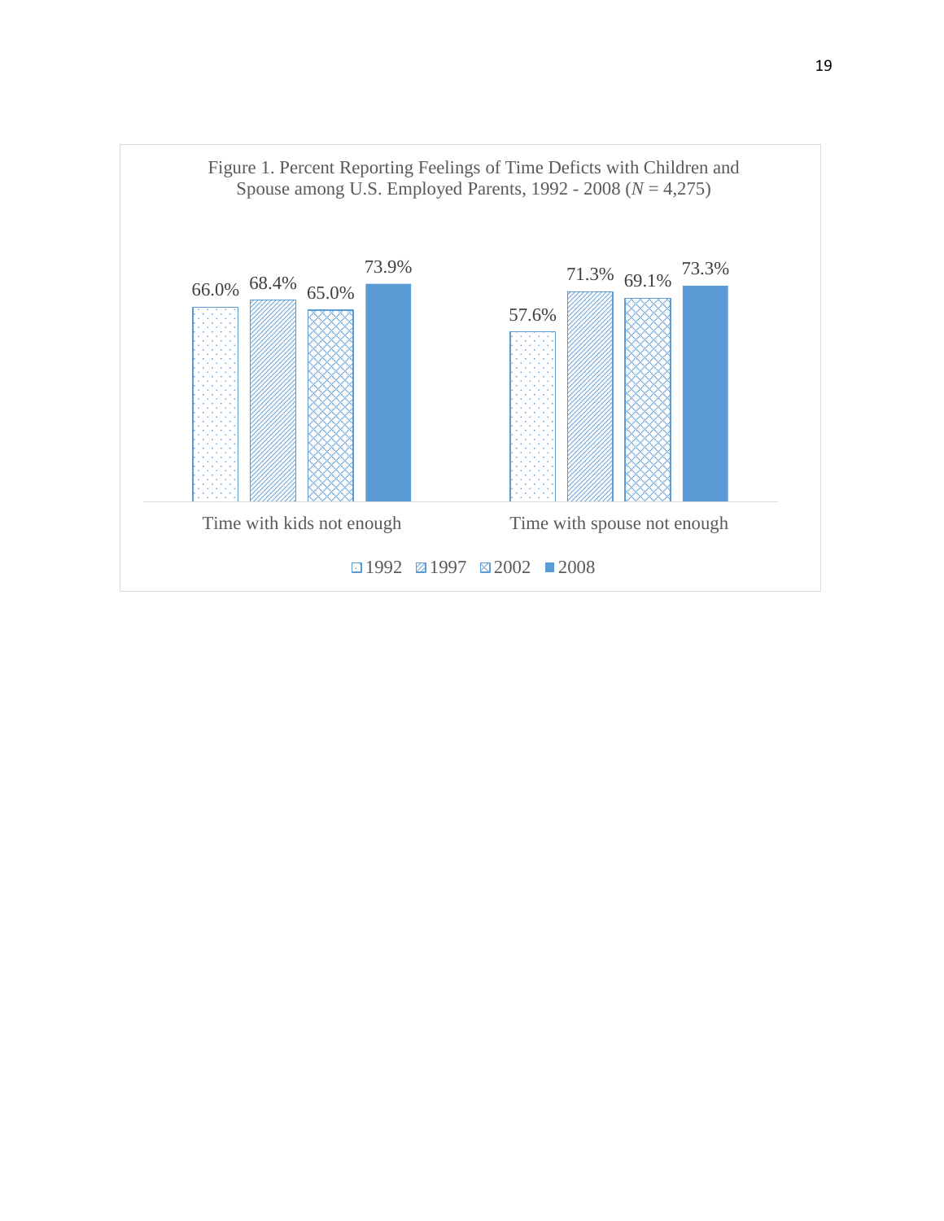Figure 1. Percent Reporting Feelings of Time Deficts with Children and Spouse among U.S. Employed Parents, 1992 - 2008 (*N* = 4,275)

66.0% 68.4% 65.0% 73.9%

57.6% 71.3% 69.1% 73.3%

Time with kids not enough

Time with spouse not enough

1992 1997 2002 2008